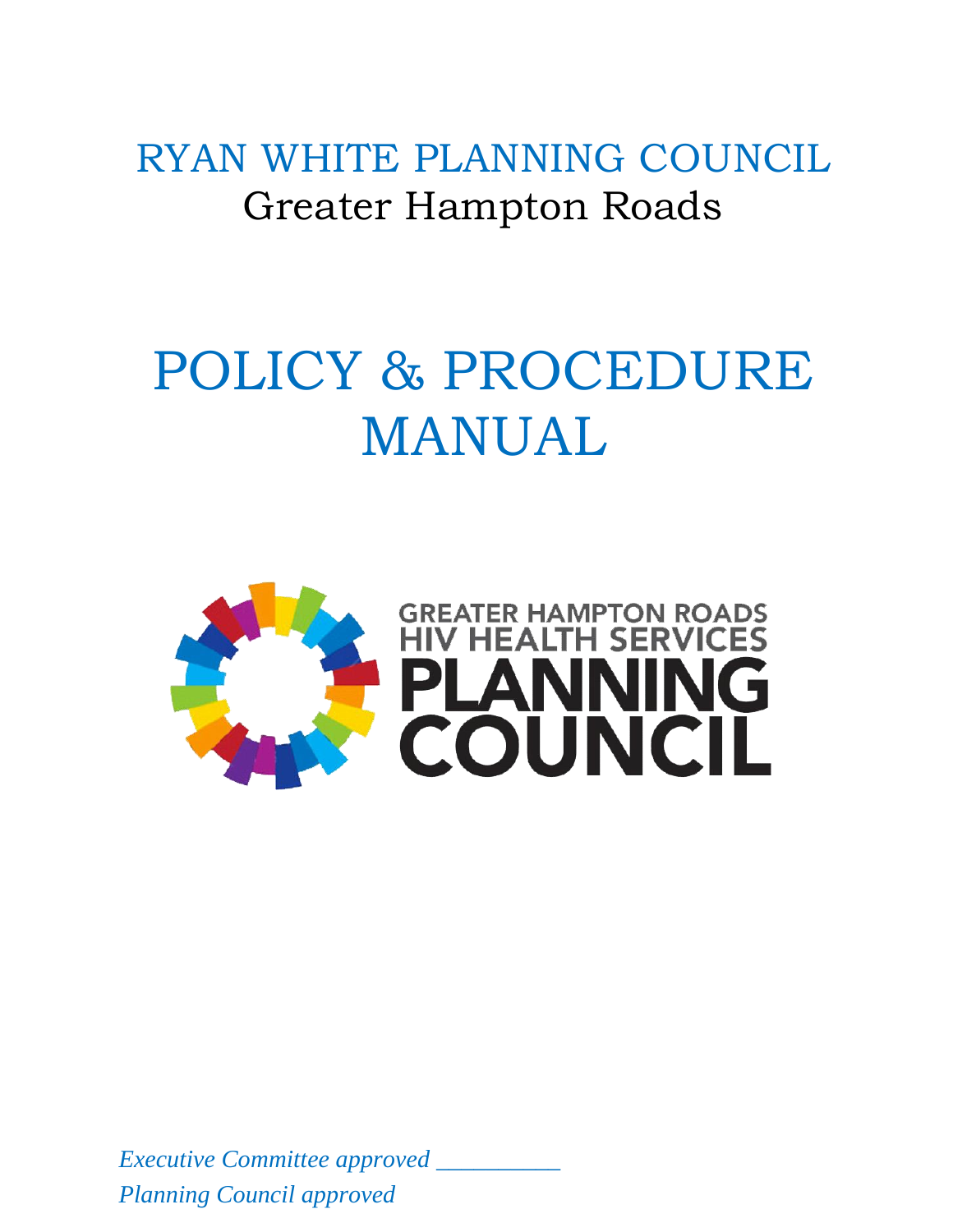# RYAN WHITE PLANNING COUNCIL

Greater Hampton Roads

# POLICY & PROCEDURE MANUAL

GREATER HAMPTON ROADS
HIV HEALTH SERVICES
PLANNING
COUNCIL

*Executive Committee approved __________*

*Planning Council approved*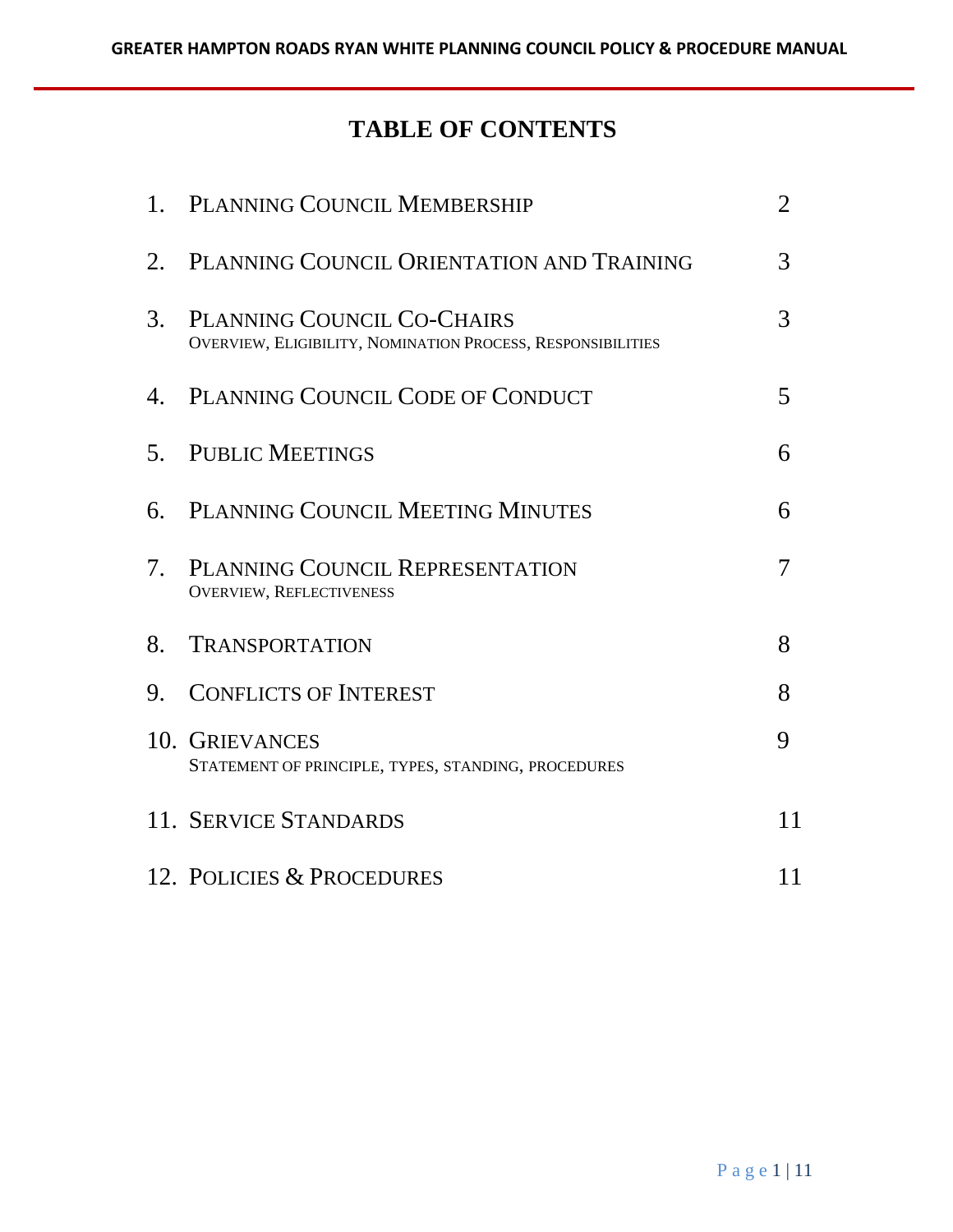# TABLE OF CONTENTS

| | | |
|---|---|---|
| 1. | PLANNING COUNCIL MEMBERSHIP | 2 |
| 2. | PLANNING COUNCIL ORIENTATION AND TRAINING | 3 |
| 3. | PLANNING COUNCIL CO-CHAIRS<br>OVERVIEW, ELIGIBILITY, NOMINATION PROCESS, RESPONSIBILITIES | 3 |
| 4. | PLANNING COUNCIL CODE OF CONDUCT | 5 |
| 5. | PUBLIC MEETINGS | 6 |
| 6. | PLANNING COUNCIL MEETING MINUTES | 6 |
| 7. | PLANNING COUNCIL REPRESENTATION<br>OVERVIEW, REFLECTIVENESS | 7 |
| 8. | TRANSPORTATION | 8 |
| 9. | CONFLICTS OF INTEREST | 8 |
| 10. | GRIEVANCES<br>STATEMENT OF PRINCIPLE, TYPES, STANDING, PROCEDURES | 9 |
| 11. | SERVICE STANDARDS | 11 |
| 12. | POLICIES & PROCEDURES | 11 |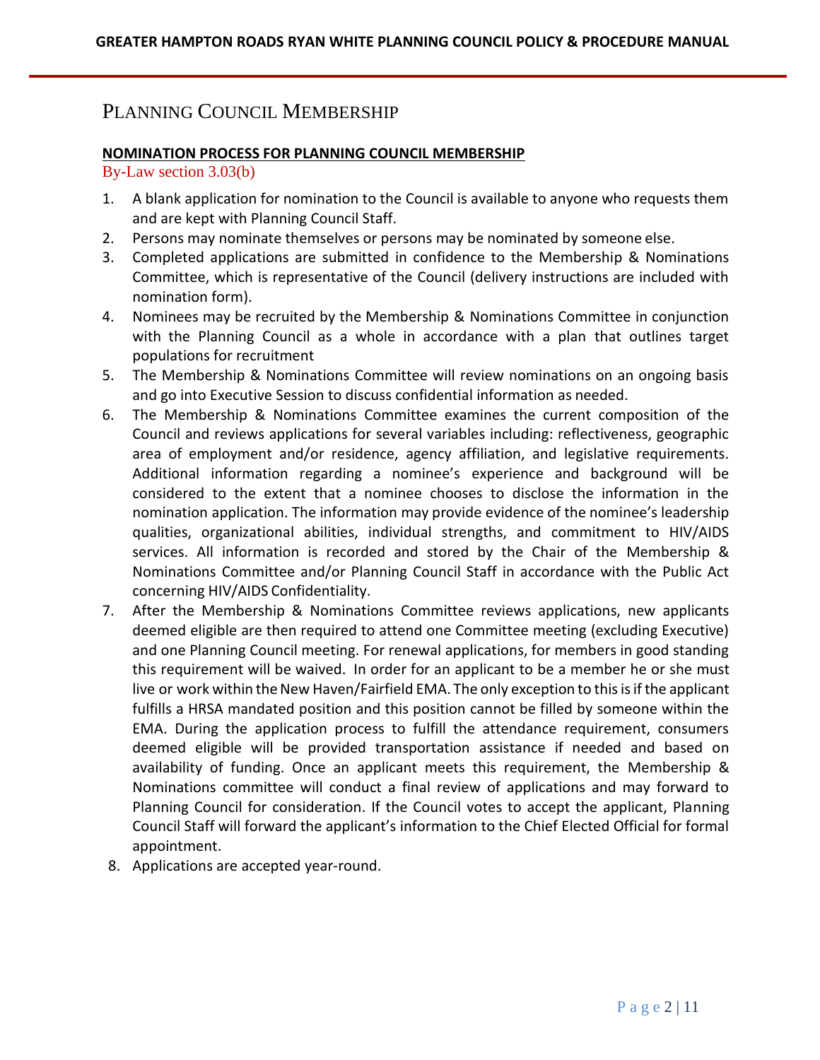# Planning Council Membership

**NOMINATION PROCESS FOR PLANNING COUNCIL MEMBERSHIP**

By-Law section 3.03(b)

1. A blank application for nomination to the Council is available to anyone who requests them and are kept with Planning Council Staff.
2. Persons may nominate themselves or persons may be nominated by someone else.
3. Completed applications are submitted in confidence to the Membership & Nominations Committee, which is representative of the Council (delivery instructions are included with nomination form).
4. Nominees may be recruited by the Membership & Nominations Committee in conjunction with the Planning Council as a whole in accordance with a plan that outlines target populations for recruitment
5. The Membership & Nominations Committee will review nominations on an ongoing basis and go into Executive Session to discuss confidential information as needed.
6. The Membership & Nominations Committee examines the current composition of the Council and reviews applications for several variables including: reflectiveness, geographic area of employment and/or residence, agency affiliation, and legislative requirements. Additional information regarding a nominee's experience and background will be considered to the extent that a nominee chooses to disclose the information in the nomination application. The information may provide evidence of the nominee's leadership qualities, organizational abilities, individual strengths, and commitment to HIV/AIDS services. All information is recorded and stored by the Chair of the Membership & Nominations Committee and/or Planning Council Staff in accordance with the Public Act concerning HIV/AIDS Confidentiality.
7. After the Membership & Nominations Committee reviews applications, new applicants deemed eligible are then required to attend one Committee meeting (excluding Executive) and one Planning Council meeting. For renewal applications, for members in good standing this requirement will be waived. In order for an applicant to be a member he or she must live or work within the New Haven/Fairfield EMA. The only exception to this is if the applicant fulfills a HRSA mandated position and this position cannot be filled by someone within the EMA. During the application process to fulfill the attendance requirement, consumers deemed eligible will be provided transportation assistance if needed and based on availability of funding. Once an applicant meets this requirement, the Membership & Nominations committee will conduct a final review of applications and may forward to Planning Council for consideration. If the Council votes to accept the applicant, Planning Council Staff will forward the applicant's information to the Chief Elected Official for formal appointment.
8. Applications are accepted year-round.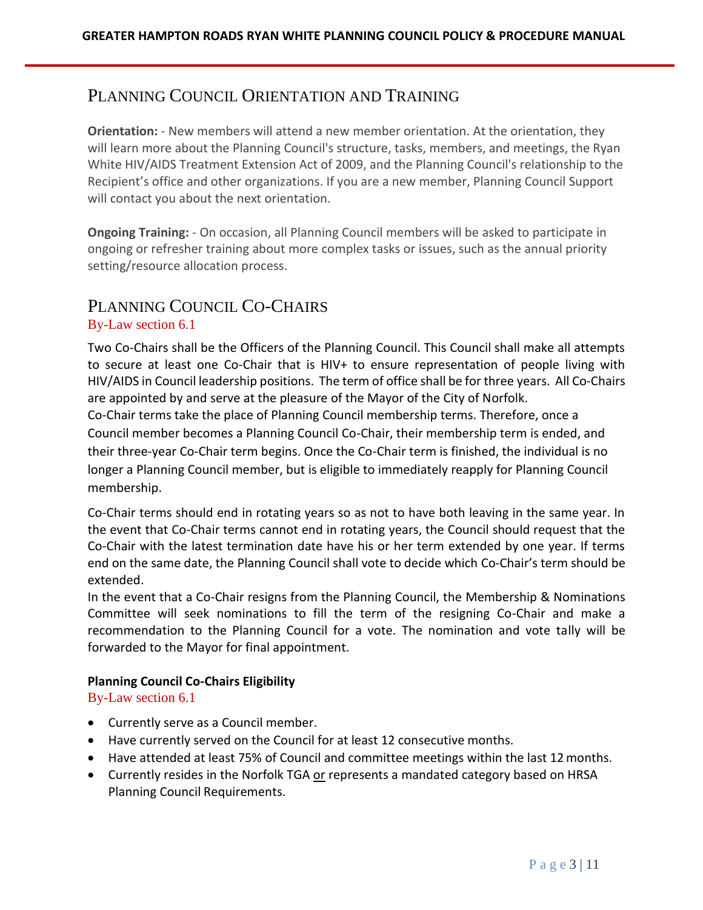## Planning Council Orientation and Training

**Orientation:** - New members will attend a new member orientation. At the orientation, they will learn more about the Planning Council's structure, tasks, members, and meetings, the Ryan White HIV/AIDS Treatment Extension Act of 2009, and the Planning Council's relationship to the Recipient's office and other organizations. If you are a new member, Planning Council Support will contact you about the next orientation.

**Ongoing Training:** - On occasion, all Planning Council members will be asked to participate in ongoing or refresher training about more complex tasks or issues, such as the annual priority setting/resource allocation process.

## Planning Council Co-Chairs

By-Law section 6.1

Two Co-Chairs shall be the Officers of the Planning Council. This Council shall make all attempts to secure at least one Co-Chair that is HIV+ to ensure representation of people living with HIV/AIDS in Council leadership positions. The term of office shall be for three years. All Co-Chairs are appointed by and serve at the pleasure of the Mayor of the City of Norfolk.

Co-Chair terms take the place of Planning Council membership terms. Therefore, once a Council member becomes a Planning Council Co-Chair, their membership term is ended, and their three-year Co-Chair term begins. Once the Co-Chair term is finished, the individual is no longer a Planning Council member, but is eligible to immediately reapply for Planning Council membership.

Co-Chair terms should end in rotating years so as not to have both leaving in the same year. In the event that Co-Chair terms cannot end in rotating years, the Council should request that the Co-Chair with the latest termination date have his or her term extended by one year. If terms end on the same date, the Planning Council shall vote to decide which Co-Chair's term should be extended.

In the event that a Co-Chair resigns from the Planning Council, the Membership & Nominations Committee will seek nominations to fill the term of the resigning Co-Chair and make a recommendation to the Planning Council for a vote. The nomination and vote tally will be forwarded to the Mayor for final appointment.

### Planning Council Co-Chairs Eligibility

By-Law section 6.1

- Currently serve as a Council member.
- Have currently served on the Council for at least 12 consecutive months.
- Have attended at least 75% of Council and committee meetings within the last 12 months.
- Currently resides in the Norfolk TGA or represents a mandated category based on HRSA Planning Council Requirements.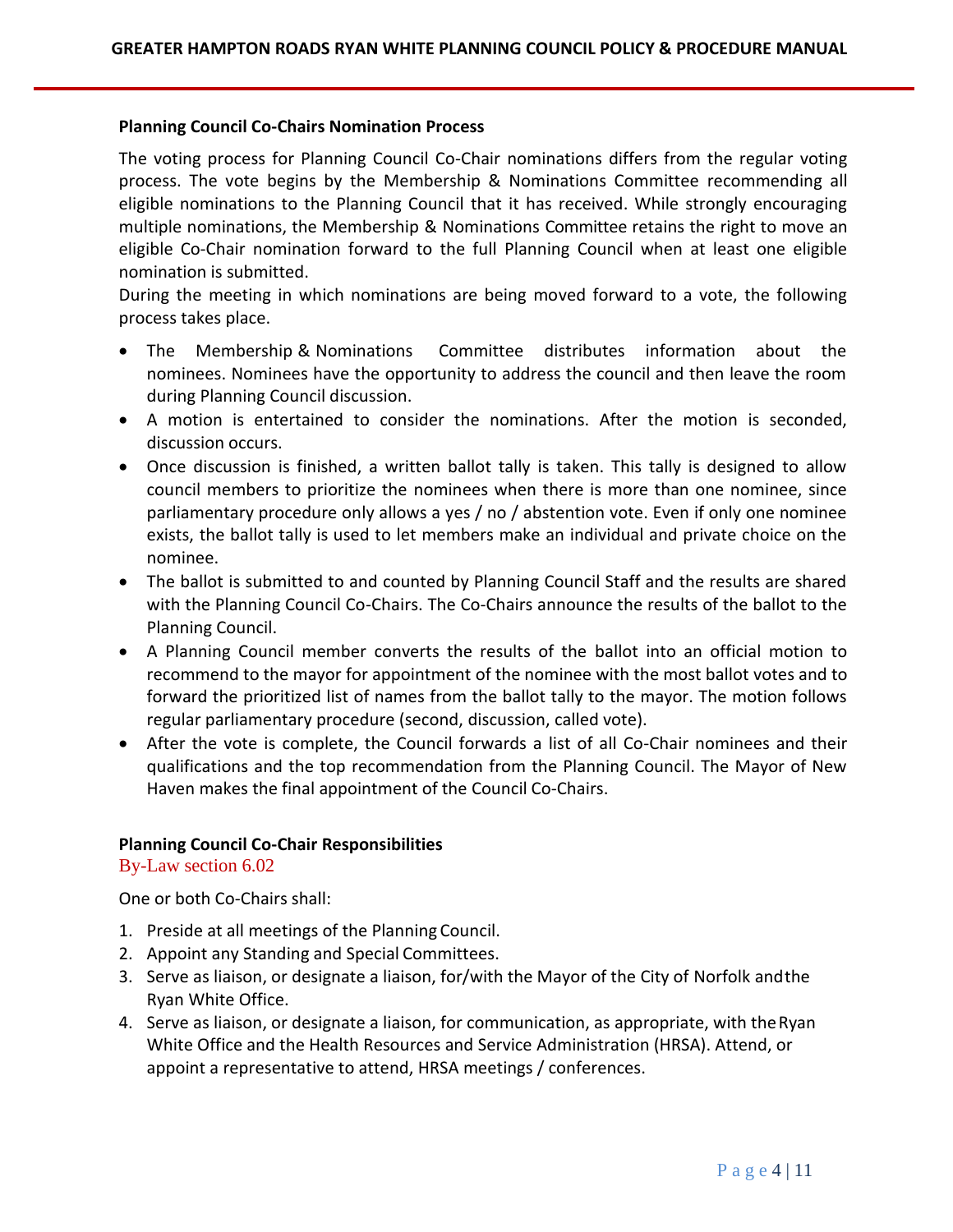**Planning Council Co-Chairs Nomination Process**

The voting process for Planning Council Co-Chair nominations differs from the regular voting process. The vote begins by the Membership & Nominations Committee recommending all eligible nominations to the Planning Council that it has received. While strongly encouraging multiple nominations, the Membership & Nominations Committee retains the right to move an eligible Co-Chair nomination forward to the full Planning Council when at least one eligible nomination is submitted.

During the meeting in which nominations are being moved forward to a vote, the following process takes place.

- The Membership & Nominations Committee distributes information about the nominees. Nominees have the opportunity to address the council and then leave the room during Planning Council discussion.
- A motion is entertained to consider the nominations. After the motion is seconded, discussion occurs.
- Once discussion is finished, a written ballot tally is taken. This tally is designed to allow council members to prioritize the nominees when there is more than one nominee, since parliamentary procedure only allows a yes / no / abstention vote. Even if only one nominee exists, the ballot tally is used to let members make an individual and private choice on the nominee.
- The ballot is submitted to and counted by Planning Council Staff and the results are shared with the Planning Council Co-Chairs. The Co-Chairs announce the results of the ballot to the Planning Council.
- A Planning Council member converts the results of the ballot into an official motion to recommend to the mayor for appointment of the nominee with the most ballot votes and to forward the prioritized list of names from the ballot tally to the mayor. The motion follows regular parliamentary procedure (second, discussion, called vote).
- After the vote is complete, the Council forwards a list of all Co-Chair nominees and their qualifications and the top recommendation from the Planning Council. The Mayor of New Haven makes the final appointment of the Council Co-Chairs.

**Planning Council Co-Chair Responsibilities**

By-Law section 6.02

One or both Co-Chairs shall:

1. Preside at all meetings of the Planning Council.
2. Appoint any Standing and Special Committees.
3. Serve as liaison, or designate a liaison, for/with the Mayor of the City of Norfolk and the Ryan White Office.
4. Serve as liaison, or designate a liaison, for communication, as appropriate, with the Ryan White Office and the Health Resources and Service Administration (HRSA). Attend, or appoint a representative to attend, HRSA meetings / conferences.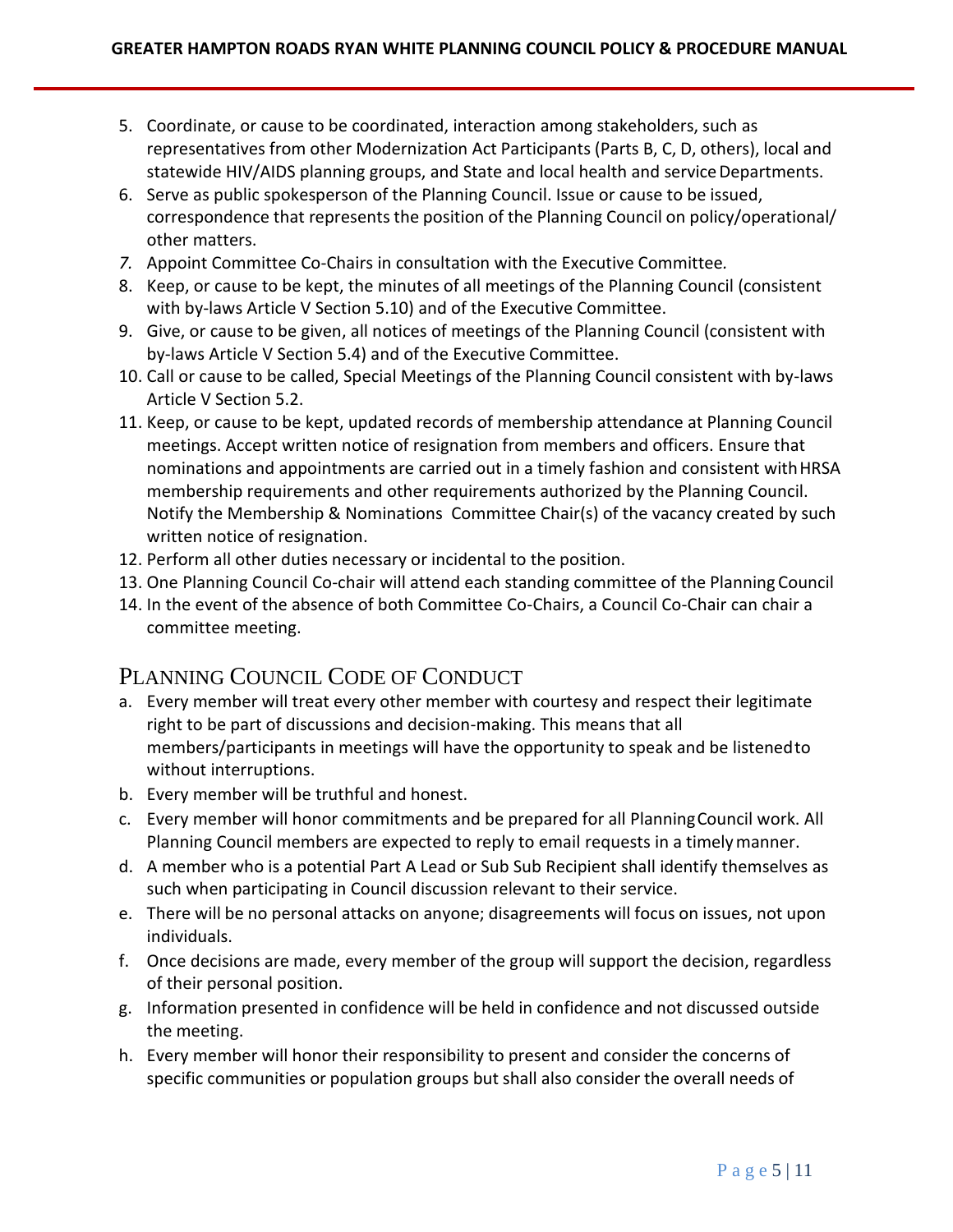5. Coordinate, or cause to be coordinated, interaction among stakeholders, such as representatives from other Modernization Act Participants (Parts B, C, D, others), local and statewide HIV/AIDS planning groups, and State and local health and service Departments.
6. Serve as public spokesperson of the Planning Council. Issue or cause to be issued, correspondence that represents the position of the Planning Council on policy/operational/ other matters.
7. Appoint Committee Co-Chairs in consultation with the Executive Committee.
8. Keep, or cause to be kept, the minutes of all meetings of the Planning Council (consistent with by-laws Article V Section 5.10) and of the Executive Committee.
9. Give, or cause to be given, all notices of meetings of the Planning Council (consistent with by-laws Article V Section 5.4) and of the Executive Committee.
10. Call or cause to be called, Special Meetings of the Planning Council consistent with by-laws Article V Section 5.2.
11. Keep, or cause to be kept, updated records of membership attendance at Planning Council meetings. Accept written notice of resignation from members and officers. Ensure that nominations and appointments are carried out in a timely fashion and consistent with HRSA membership requirements and other requirements authorized by the Planning Council. Notify the Membership & Nominations Committee Chair(s) of the vacancy created by such written notice of resignation.
12. Perform all other duties necessary or incidental to the position.
13. One Planning Council Co-chair will attend each standing committee of the Planning Council
14. In the event of the absence of both Committee Co-Chairs, a Council Co-Chair can chair a committee meeting.

## Planning Council Code of Conduct

a. Every member will treat every other member with courtesy and respect their legitimate right to be part of discussions and decision-making. This means that all members/participants in meetings will have the opportunity to speak and be listened to without interruptions.
b. Every member will be truthful and honest.
c. Every member will honor commitments and be prepared for all Planning Council work. All Planning Council members are expected to reply to email requests in a timely manner.
d. A member who is a potential Part A Lead or Sub Sub Recipient shall identify themselves as such when participating in Council discussion relevant to their service.
e. There will be no personal attacks on anyone; disagreements will focus on issues, not upon individuals.
f. Once decisions are made, every member of the group will support the decision, regardless of their personal position.
g. Information presented in confidence will be held in confidence and not discussed outside the meeting.
h. Every member will honor their responsibility to present and consider the concerns of specific communities or population groups but shall also consider the overall needs of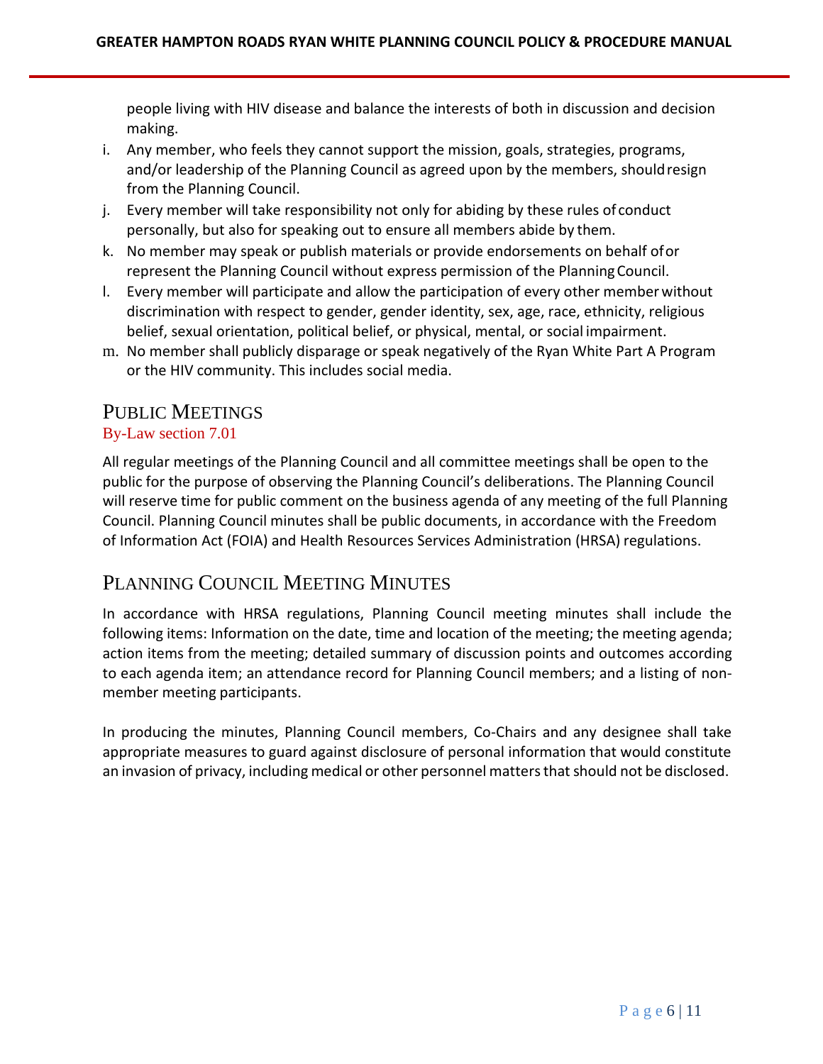people living with HIV disease and balance the interests of both in discussion and decision making.

i. Any member, who feels they cannot support the mission, goals, strategies, programs, and/or leadership of the Planning Council as agreed upon by the members, should resign from the Planning Council.
j. Every member will take responsibility not only for abiding by these rules of conduct personally, but also for speaking out to ensure all members abide by them.
k. No member may speak or publish materials or provide endorsements on behalf of or represent the Planning Council without express permission of the Planning Council.
l. Every member will participate and allow the participation of every other member without discrimination with respect to gender, gender identity, sex, age, race, ethnicity, religious belief, sexual orientation, political belief, or physical, mental, or social impairment.
m. No member shall publicly disparage or speak negatively of the Ryan White Part A Program or the HIV community. This includes social media.

## PUBLIC MEETINGS

By-Law section 7.01

All regular meetings of the Planning Council and all committee meetings shall be open to the public for the purpose of observing the Planning Council's deliberations. The Planning Council will reserve time for public comment on the business agenda of any meeting of the full Planning Council. Planning Council minutes shall be public documents, in accordance with the Freedom of Information Act (FOIA) and Health Resources Services Administration (HRSA) regulations.

## PLANNING COUNCIL MEETING MINUTES

In accordance with HRSA regulations, Planning Council meeting minutes shall include the following items: Information on the date, time and location of the meeting; the meeting agenda; action items from the meeting; detailed summary of discussion points and outcomes according to each agenda item; an attendance record for Planning Council members; and a listing of non-member meeting participants.

In producing the minutes, Planning Council members, Co-Chairs and any designee shall take appropriate measures to guard against disclosure of personal information that would constitute an invasion of privacy, including medical or other personnel matters that should not be disclosed.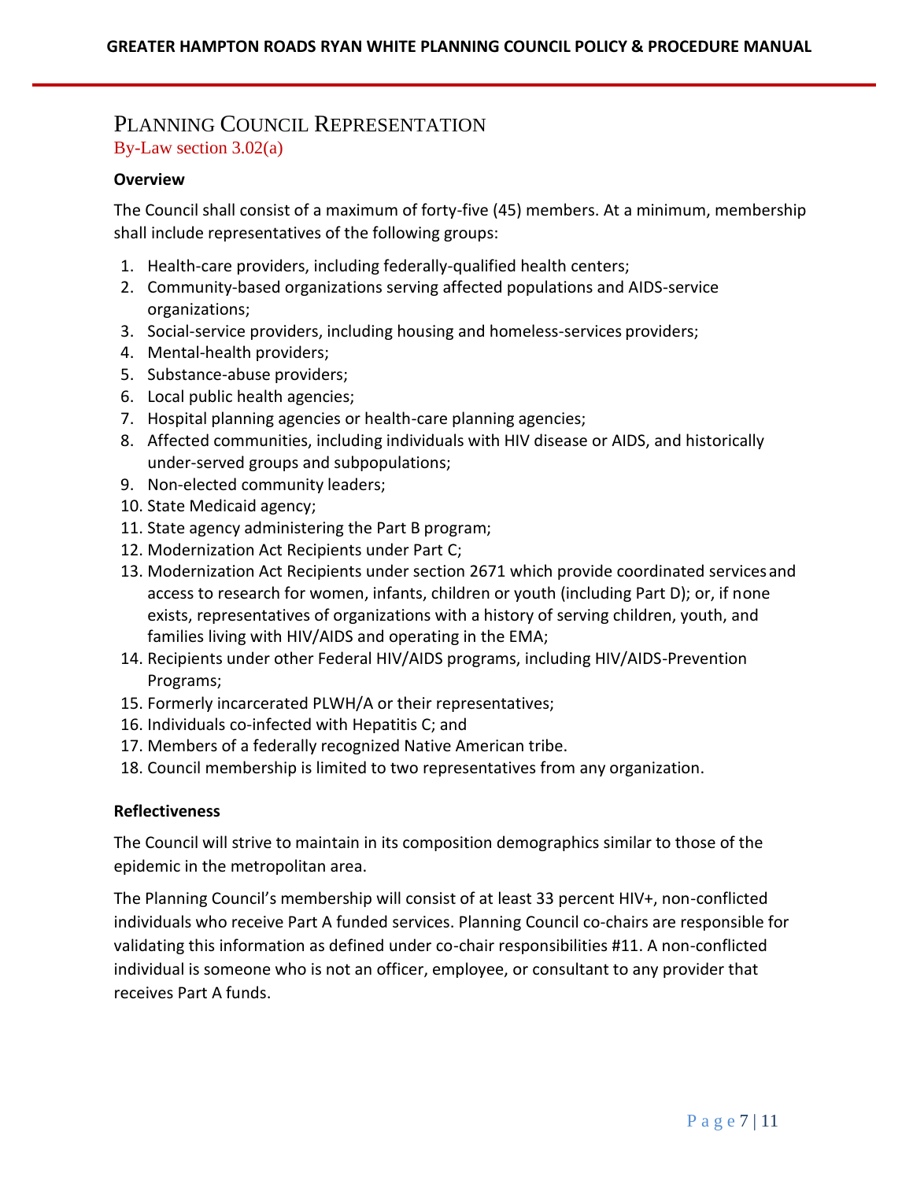# Planning Council Representation

By-Law section 3.02(a)

**Overview**

The Council shall consist of a maximum of forty-five (45) members. At a minimum, membership shall include representatives of the following groups:

1. Health-care providers, including federally-qualified health centers;
2. Community-based organizations serving affected populations and AIDS-service organizations;
3. Social-service providers, including housing and homeless-services providers;
4. Mental-health providers;
5. Substance-abuse providers;
6. Local public health agencies;
7. Hospital planning agencies or health-care planning agencies;
8. Affected communities, including individuals with HIV disease or AIDS, and historically under-served groups and subpopulations;
9. Non-elected community leaders;
10. State Medicaid agency;
11. State agency administering the Part B program;
12. Modernization Act Recipients under Part C;
13. Modernization Act Recipients under section 2671 which provide coordinated services and access to research for women, infants, children or youth (including Part D); or, if none exists, representatives of organizations with a history of serving children, youth, and families living with HIV/AIDS and operating in the EMA;
14. Recipients under other Federal HIV/AIDS programs, including HIV/AIDS-Prevention Programs;
15. Formerly incarcerated PLWH/A or their representatives;
16. Individuals co-infected with Hepatitis C; and
17. Members of a federally recognized Native American tribe.
18. Council membership is limited to two representatives from any organization.

**Reflectiveness**

The Council will strive to maintain in its composition demographics similar to those of the epidemic in the metropolitan area.

The Planning Council's membership will consist of at least 33 percent HIV+, non-conflicted individuals who receive Part A funded services. Planning Council co-chairs are responsible for validating this information as defined under co-chair responsibilities #11. A non-conflicted individual is someone who is not an officer, employee, or consultant to any provider that receives Part A funds.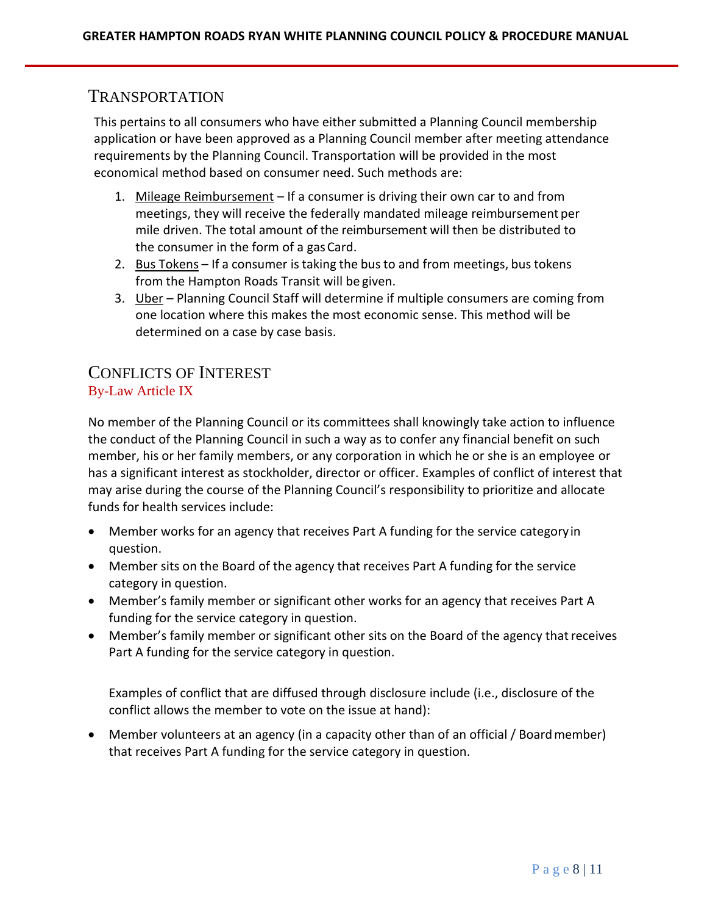## TRANSPORTATION

This pertains to all consumers who have either submitted a Planning Council membership application or have been approved as a Planning Council member after meeting attendance requirements by the Planning Council. Transportation will be provided in the most economical method based on consumer need. Such methods are:

1. Mileage Reimbursement – If a consumer is driving their own car to and from meetings, they will receive the federally mandated mileage reimbursement per mile driven. The total amount of the reimbursement will then be distributed to the consumer in the form of a gas Card.
2. Bus Tokens – If a consumer is taking the bus to and from meetings, bus tokens from the Hampton Roads Transit will be given.
3. Uber – Planning Council Staff will determine if multiple consumers are coming from one location where this makes the most economic sense. This method will be determined on a case by case basis.

## CONFLICTS OF INTEREST

By-Law Article IX

No member of the Planning Council or its committees shall knowingly take action to influence the conduct of the Planning Council in such a way as to confer any financial benefit on such member, his or her family members, or any corporation in which he or she is an employee or has a significant interest as stockholder, director or officer. Examples of conflict of interest that may arise during the course of the Planning Council's responsibility to prioritize and allocate funds for health services include:

- Member works for an agency that receives Part A funding for the service category in question.
- Member sits on the Board of the agency that receives Part A funding for the service category in question.
- Member's family member or significant other works for an agency that receives Part A funding for the service category in question.
- Member's family member or significant other sits on the Board of the agency that receives Part A funding for the service category in question.

Examples of conflict that are diffused through disclosure include (i.e., disclosure of the conflict allows the member to vote on the issue at hand):

- Member volunteers at an agency (in a capacity other than of an official / Board member) that receives Part A funding for the service category in question.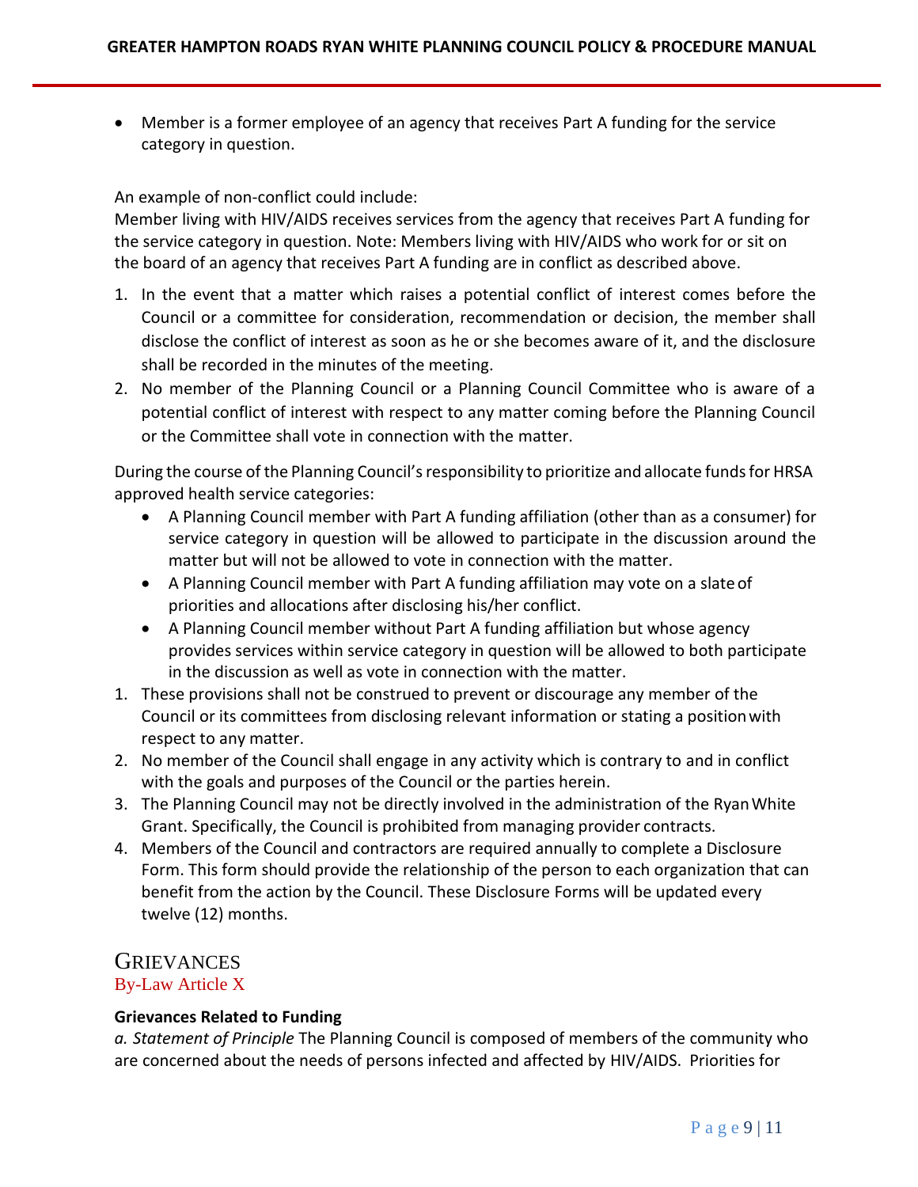- Member is a former employee of an agency that receives Part A funding for the service category in question.

An example of non-conflict could include:
Member living with HIV/AIDS receives services from the agency that receives Part A funding for the service category in question. Note: Members living with HIV/AIDS who work for or sit on the board of an agency that receives Part A funding are in conflict as described above.

1. In the event that a matter which raises a potential conflict of interest comes before the Council or a committee for consideration, recommendation or decision, the member shall disclose the conflict of interest as soon as he or she becomes aware of it, and the disclosure shall be recorded in the minutes of the meeting.
2. No member of the Planning Council or a Planning Council Committee who is aware of a potential conflict of interest with respect to any matter coming before the Planning Council or the Committee shall vote in connection with the matter.

During the course of the Planning Council's responsibility to prioritize and allocate funds for HRSA approved health service categories:

- A Planning Council member with Part A funding affiliation (other than as a consumer) for service category in question will be allowed to participate in the discussion around the matter but will not be allowed to vote in connection with the matter.
- A Planning Council member with Part A funding affiliation may vote on a slate of priorities and allocations after disclosing his/her conflict.
- A Planning Council member without Part A funding affiliation but whose agency provides services within service category in question will be allowed to both participate in the discussion as well as vote in connection with the matter.

1. These provisions shall not be construed to prevent or discourage any member of the Council or its committees from disclosing relevant information or stating a position with respect to any matter.
2. No member of the Council shall engage in any activity which is contrary to and in conflict with the goals and purposes of the Council or the parties herein.
3. The Planning Council may not be directly involved in the administration of the Ryan White Grant. Specifically, the Council is prohibited from managing provider contracts.
4. Members of the Council and contractors are required annually to complete a Disclosure Form. This form should provide the relationship of the person to each organization that can benefit from the action by the Council. These Disclosure Forms will be updated every twelve (12) months.

## GRIEVANCES

By-Law Article X

**Grievances Related to Funding**

*a. Statement of Principle* The Planning Council is composed of members of the community who are concerned about the needs of persons infected and affected by HIV/AIDS. Priorities for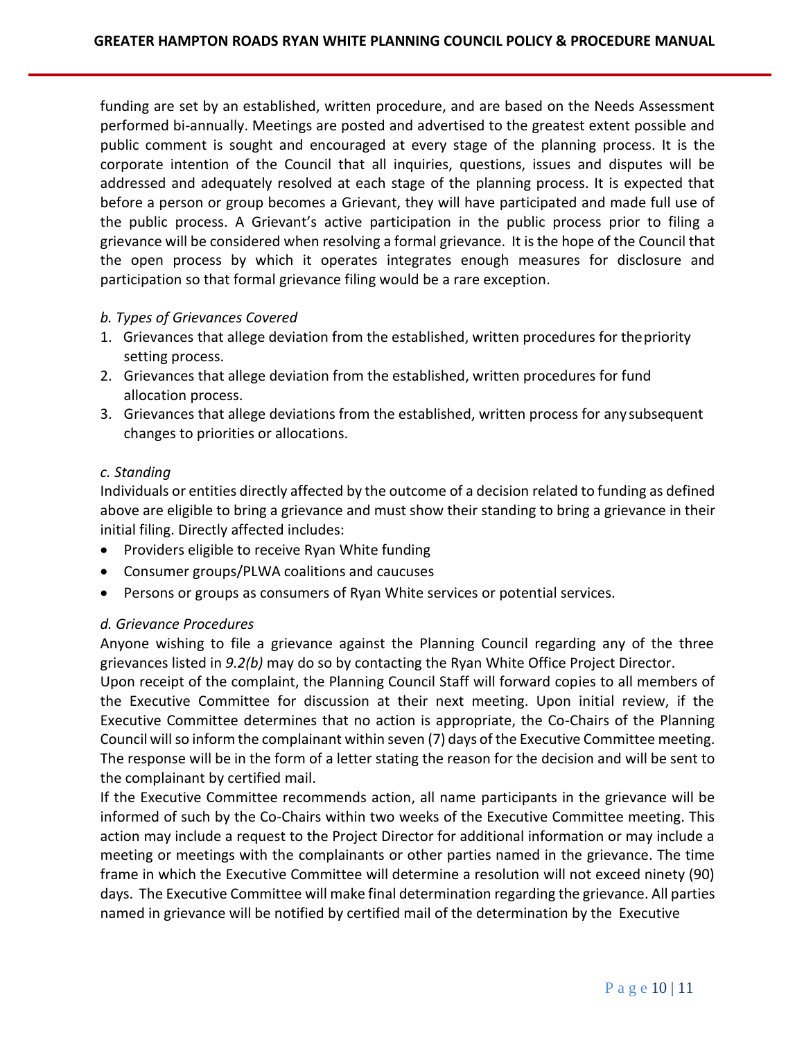funding are set by an established, written procedure, and are based on the Needs Assessment performed bi-annually. Meetings are posted and advertised to the greatest extent possible and public comment is sought and encouraged at every stage of the planning process. It is the corporate intention of the Council that all inquiries, questions, issues and disputes will be addressed and adequately resolved at each stage of the planning process. It is expected that before a person or group becomes a Grievant, they will have participated and made full use of the public process. A Grievant's active participation in the public process prior to filing a grievance will be considered when resolving a formal grievance. It is the hope of the Council that the open process by which it operates integrates enough measures for disclosure and participation so that formal grievance filing would be a rare exception.

*b. Types of Grievances Covered*

1. Grievances that allege deviation from the established, written procedures for the priority setting process.
2. Grievances that allege deviation from the established, written procedures for fund allocation process.
3. Grievances that allege deviations from the established, written process for any subsequent changes to priorities or allocations.

*c. Standing*

Individuals or entities directly affected by the outcome of a decision related to funding as defined above are eligible to bring a grievance and must show their standing to bring a grievance in their initial filing. Directly affected includes:

- Providers eligible to receive Ryan White funding
- Consumer groups/PLWA coalitions and caucuses
- Persons or groups as consumers of Ryan White services or potential services.

*d. Grievance Procedures*

Anyone wishing to file a grievance against the Planning Council regarding any of the three grievances listed in *9.2(b)* may do so by contacting the Ryan White Office Project Director.

Upon receipt of the complaint, the Planning Council Staff will forward copies to all members of the Executive Committee for discussion at their next meeting. Upon initial review, if the Executive Committee determines that no action is appropriate, the Co-Chairs of the Planning Council will so inform the complainant within seven (7) days of the Executive Committee meeting. The response will be in the form of a letter stating the reason for the decision and will be sent to the complainant by certified mail.

If the Executive Committee recommends action, all name participants in the grievance will be informed of such by the Co-Chairs within two weeks of the Executive Committee meeting. This action may include a request to the Project Director for additional information or may include a meeting or meetings with the complainants or other parties named in the grievance. The time frame in which the Executive Committee will determine a resolution will not exceed ninety (90) days. The Executive Committee will make final determination regarding the grievance. All parties named in grievance will be notified by certified mail of the determination by the Executive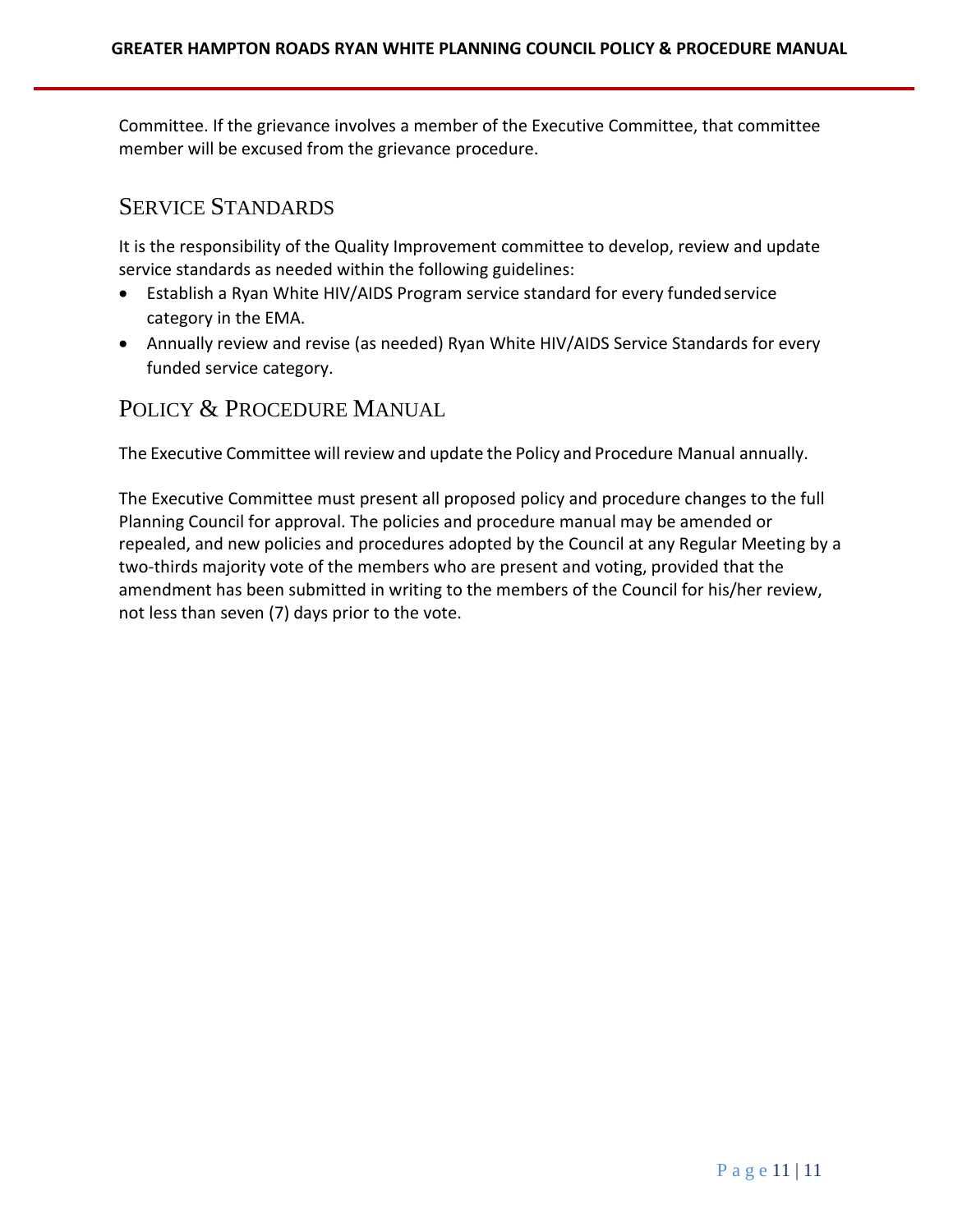Committee. If the grievance involves a member of the Executive Committee, that committee member will be excused from the grievance procedure.

## Service Standards

It is the responsibility of the Quality Improvement committee to develop, review and update service standards as needed within the following guidelines:

- Establish a Ryan White HIV/AIDS Program service standard for every funded service category in the EMA.
- Annually review and revise (as needed) Ryan White HIV/AIDS Service Standards for every funded service category.

## Policy & Procedure Manual

The Executive Committee will review and update the Policy and Procedure Manual annually.

The Executive Committee must present all proposed policy and procedure changes to the full Planning Council for approval. The policies and procedure manual may be amended or repealed, and new policies and procedures adopted by the Council at any Regular Meeting by a two-thirds majority vote of the members who are present and voting, provided that the amendment has been submitted in writing to the members of the Council for his/her review, not less than seven (7) days prior to the vote.